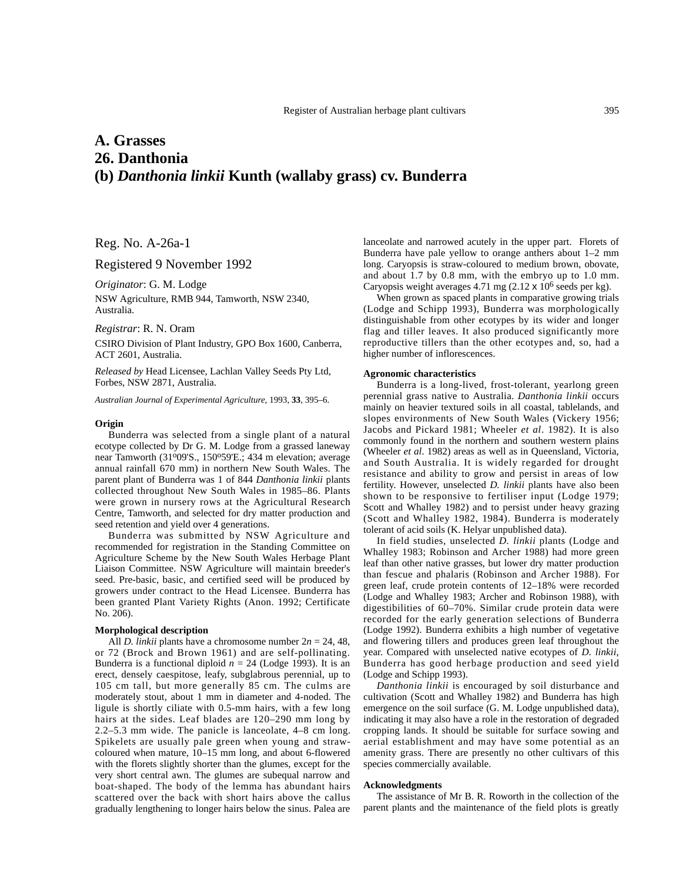# A. Grasses
# 26. Danthonia
# (b) *Danthonia linkii* Kunth (wallaby grass) cv. Bunderra

Reg. No. A-26a-1

Registered 9 November 1992

*Originator*: G. M. Lodge

NSW Agriculture, RMB 944, Tamworth, NSW 2340, Australia.

*Registrar*: R. N. Oram

CSIRO Division of Plant Industry, GPO Box 1600, Canberra, ACT 2601, Australia.

*Released by* Head Licensee, Lachlan Valley Seeds Pty Ltd, Forbes, NSW 2871, Australia.

*Australian Journal of Experimental Agriculture*, 1993, **33**, 395–6.

### Origin

Bunderra was selected from a single plant of a natural ecotype collected by Dr G. M. Lodge from a grassed laneway near Tamworth (31º09'S., 150º59'E.; 434 m elevation; average annual rainfall 670 mm) in northern New South Wales. The parent plant of Bunderra was 1 of 844 *Danthonia linkii* plants collected throughout New South Wales in 1985–86. Plants were grown in nursery rows at the Agricultural Research Centre, Tamworth, and selected for dry matter production and seed retention and yield over 4 generations.

Bunderra was submitted by NSW Agriculture and recommended for registration in the Standing Committee on Agriculture Scheme by the New South Wales Herbage Plant Liaison Committee. NSW Agriculture will maintain breeder's seed. Pre-basic, basic, and certified seed will be produced by growers under contract to the Head Licensee. Bunderra has been granted Plant Variety Rights (Anon. 1992; Certificate No. 206).

### Morphological description

All *D. linkii* plants have a chromosome number $2n = 24$, 48, or 72 (Brock and Brown 1961) and are self-pollinating. Bunderra is a functional diploid $n = 24$ (Lodge 1993). It is an erect, densely caespitose, leafy, subglabrous perennial, up to 105 cm tall, but more generally 85 cm. The culms are moderately stout, about 1 mm in diameter and 4-noded. The ligule is shortly ciliate with 0.5-mm hairs, with a few long hairs at the sides. Leaf blades are 120–290 mm long by 2.2–5.3 mm wide. The panicle is lanceolate, 4–8 cm long. Spikelets are usually pale green when young and straw-coloured when mature, 10–15 mm long, and about 6-flowered with the florets slightly shorter than the glumes, except for the very short central awn. The glumes are subequal narrow and boat-shaped. The body of the lemma has abundant hairs scattered over the back with short hairs above the callus gradually lengthening to longer hairs below the sinus. Palea are lanceolate and narrowed acutely in the upper part. Florets of Bunderra have pale yellow to orange anthers about 1–2 mm long. Caryopsis is straw-coloured to medium brown, obovate, and about 1.7 by 0.8 mm, with the embryo up to 1.0 mm. Caryopsis weight averages 4.71 mg ($2.12 \times 10^6$ seeds per kg).

When grown as spaced plants in comparative growing trials (Lodge and Schipp 1993), Bunderra was morphologically distinguishable from other ecotypes by its wider and longer flag and tiller leaves. It also produced significantly more reproductive tillers than the other ecotypes and, so, had a higher number of inflorescences.

### Agronomic characteristics

Bunderra is a long-lived, frost-tolerant, yearlong green perennial grass native to Australia. *Danthonia linkii* occurs mainly on heavier textured soils in all coastal, tablelands, and slopes environments of New South Wales (Vickery 1956; Jacobs and Pickard 1981; Wheeler *et al*. 1982). It is also commonly found in the northern and southern western plains (Wheeler *et al*. 1982) areas as well as in Queensland, Victoria, and South Australia. It is widely regarded for drought resistance and ability to grow and persist in areas of low fertility. However, unselected *D. linkii* plants have also been shown to be responsive to fertiliser input (Lodge 1979; Scott and Whalley 1982) and to persist under heavy grazing (Scott and Whalley 1982, 1984). Bunderra is moderately tolerant of acid soils (K. Helyar unpublished data).

In field studies, unselected *D. linkii* plants (Lodge and Whalley 1983; Robinson and Archer 1988) had more green leaf than other native grasses, but lower dry matter production than fescue and phalaris (Robinson and Archer 1988). For green leaf, crude protein contents of 12–18% were recorded (Lodge and Whalley 1983; Archer and Robinson 1988), with digestibilities of 60–70%. Similar crude protein data were recorded for the early generation selections of Bunderra (Lodge 1992). Bunderra exhibits a high number of vegetative and flowering tillers and produces green leaf throughout the year. Compared with unselected native ecotypes of *D. linkii*, Bunderra has good herbage production and seed yield (Lodge and Schipp 1993).

*Danthonia linkii* is encouraged by soil disturbance and cultivation (Scott and Whalley 1982) and Bunderra has high emergence on the soil surface (G. M. Lodge unpublished data), indicating it may also have a role in the restoration of degraded cropping lands. It should be suitable for surface sowing and aerial establishment and may have some potential as an amenity grass. There are presently no other cultivars of this species commercially available.

### Acknowledgments

The assistance of Mr B. R. Roworth in the collection of the parent plants and the maintenance of the field plots is greatly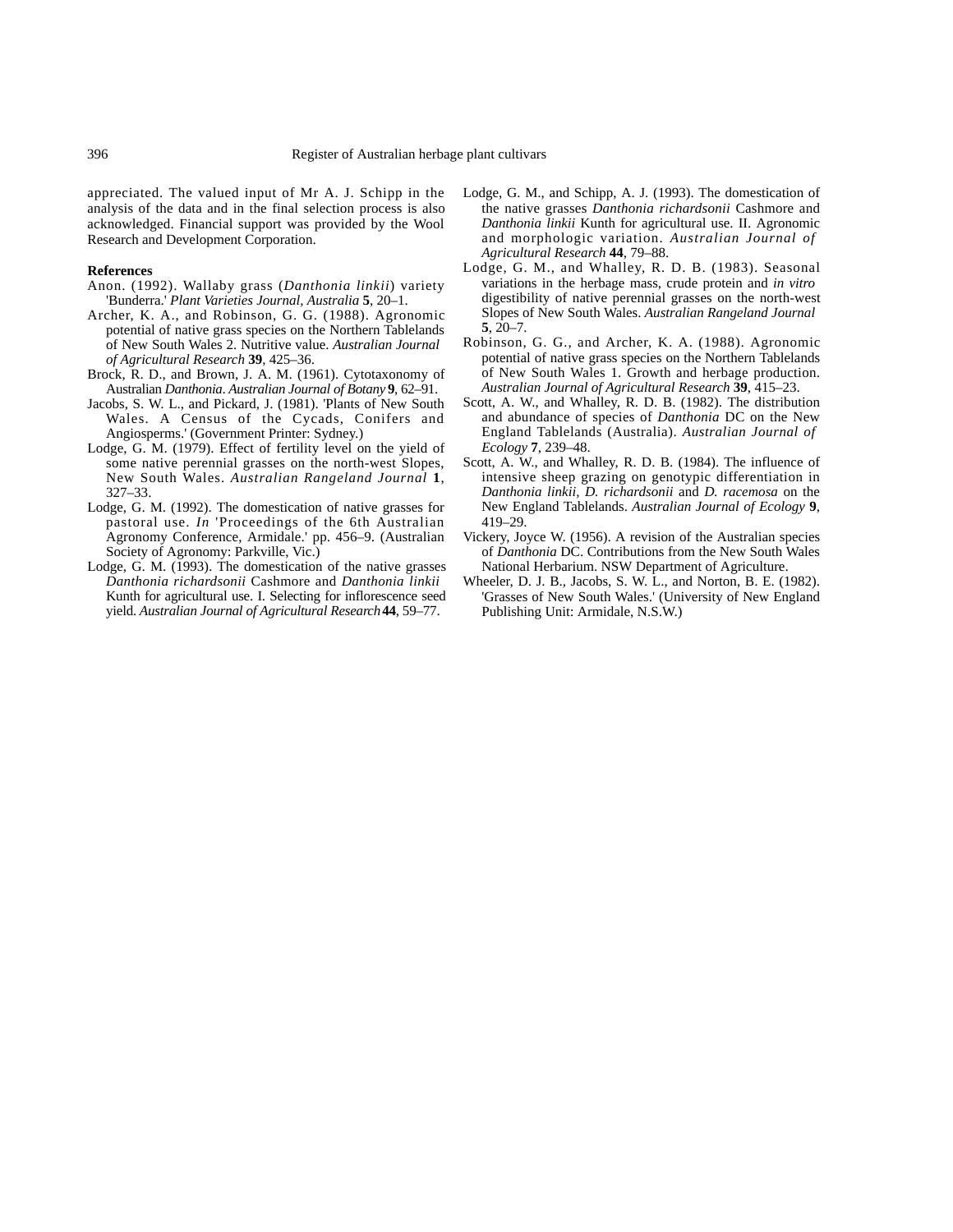appreciated. The valued input of Mr A. J. Schipp in the analysis of the data and in the final selection process is also acknowledged. Financial support was provided by the Wool Research and Development Corporation.

**References**

Anon. (1992). Wallaby grass (*Danthonia linkii*) variety 'Bunderra.' *Plant Varieties Journal, Australia* **5**, 20–1.

Archer, K. A., and Robinson, G. G. (1988). Agronomic potential of native grass species on the Northern Tablelands of New South Wales 2. Nutritive value. *Australian Journal of Agricultural Research* **39**, 425–36.

Brock, R. D., and Brown, J. A. M. (1961). Cytotaxonomy of Australian *Danthonia*. *Australian Journal of Botany* **9**, 62–91.

Jacobs, S. W. L., and Pickard, J. (1981). 'Plants of New South Wales. A Census of the Cycads, Conifers and Angiosperms.' (Government Printer: Sydney.)

Lodge, G. M. (1979). Effect of fertility level on the yield of some native perennial grasses on the north-west Slopes, New South Wales. *Australian Rangeland Journal* **1**, 327–33.

Lodge, G. M. (1992). The domestication of native grasses for pastoral use. *In* 'Proceedings of the 6th Australian Agronomy Conference, Armidale.' pp. 456–9. (Australian Society of Agronomy: Parkville, Vic.)

Lodge, G. M. (1993). The domestication of the native grasses *Danthonia richardsonii* Cashmore and *Danthonia linkii* Kunth for agricultural use. I. Selecting for inflorescence seed yield. *Australian Journal of Agricultural Research* **44**, 59–77.

Lodge, G. M., and Schipp, A. J. (1993). The domestication of the native grasses *Danthonia richardsonii* Cashmore and *Danthonia linkii* Kunth for agricultural use. II. Agronomic and morphologic variation. *Australian Journal of Agricultural Research* **44**, 79–88.

Lodge, G. M., and Whalley, R. D. B. (1983). Seasonal variations in the herbage mass, crude protein and *in vitro* digestibility of native perennial grasses on the north-west Slopes of New South Wales. *Australian Rangeland Journal* **5**, 20–7.

Robinson, G. G., and Archer, K. A. (1988). Agronomic potential of native grass species on the Northern Tablelands of New South Wales 1. Growth and herbage production. *Australian Journal of Agricultural Research* **39**, 415–23.

Scott, A. W., and Whalley, R. D. B. (1982). The distribution and abundance of species of *Danthonia* DC on the New England Tablelands (Australia). *Australian Journal of Ecology* **7**, 239–48.

Scott, A. W., and Whalley, R. D. B. (1984). The influence of intensive sheep grazing on genotypic differentiation in *Danthonia linkii*, *D. richardsonii* and *D. racemosa* on the New England Tablelands. *Australian Journal of Ecology* **9**, 419–29.

Vickery, Joyce W. (1956). A revision of the Australian species of *Danthonia* DC. Contributions from the New South Wales National Herbarium. NSW Department of Agriculture.

Wheeler, D. J. B., Jacobs, S. W. L., and Norton, B. E. (1982). 'Grasses of New South Wales.' (University of New England Publishing Unit: Armidale, N.S.W.)